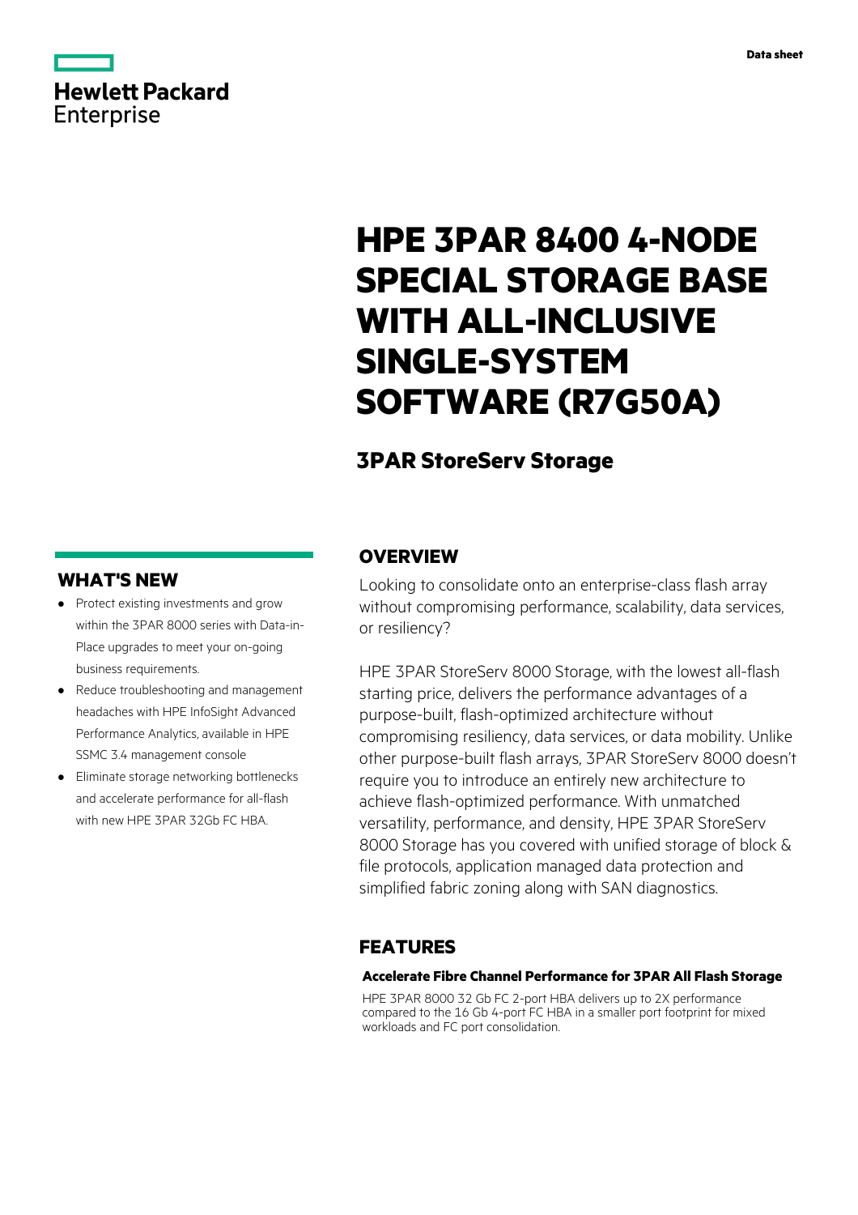Data sheet

# HPE 3PAR 8400 4-NODE SPECIAL STORAGE BASE WITH ALL-INCLUSIVE SINGLE-SYSTEM SOFTWARE (R7G50A)

## 3PAR StoreServ Storage

## OVERVIEW

Looking to consolidate onto an enterprise-class flash array without compromising performance, scalability, data services, or resiliency?

HPE 3PAR StoreServ 8000 Storage, with the lowest all-flash starting price, delivers the performance advantages of a purpose-built, flash-optimized architecture without compromising resiliency, data services, or data mobility. Unlike other purpose-built flash arrays, 3PAR StoreServ 8000 doesn't require you to introduce an entirely new architecture to achieve flash-optimized performance. With unmatched versatility, performance, and density, HPE 3PAR StoreServ 8000 Storage has you covered with unified storage of block & file protocols, application managed data protection and simplified fabric zoning along with SAN diagnostics.

## WHAT'S NEW

- Protect existing investments and grow within the 3PAR 8000 series with Data-in-Place upgrades to meet your on-going business requirements.
- Reduce troubleshooting and management headaches with HPE InfoSight Advanced Performance Analytics, available in HPE SSMC 3.4 management console
- Eliminate storage networking bottlenecks and accelerate performance for all-flash with new HPE 3PAR 32Gb FC HBA.

## FEATURES

### Accelerate Fibre Channel Performance for 3PAR All Flash Storage

HPE 3PAR 8000 32 Gb FC 2-port HBA delivers up to 2X performance compared to the 16 Gb 4-port FC HBA in a smaller port footprint for mixed workloads and FC port consolidation.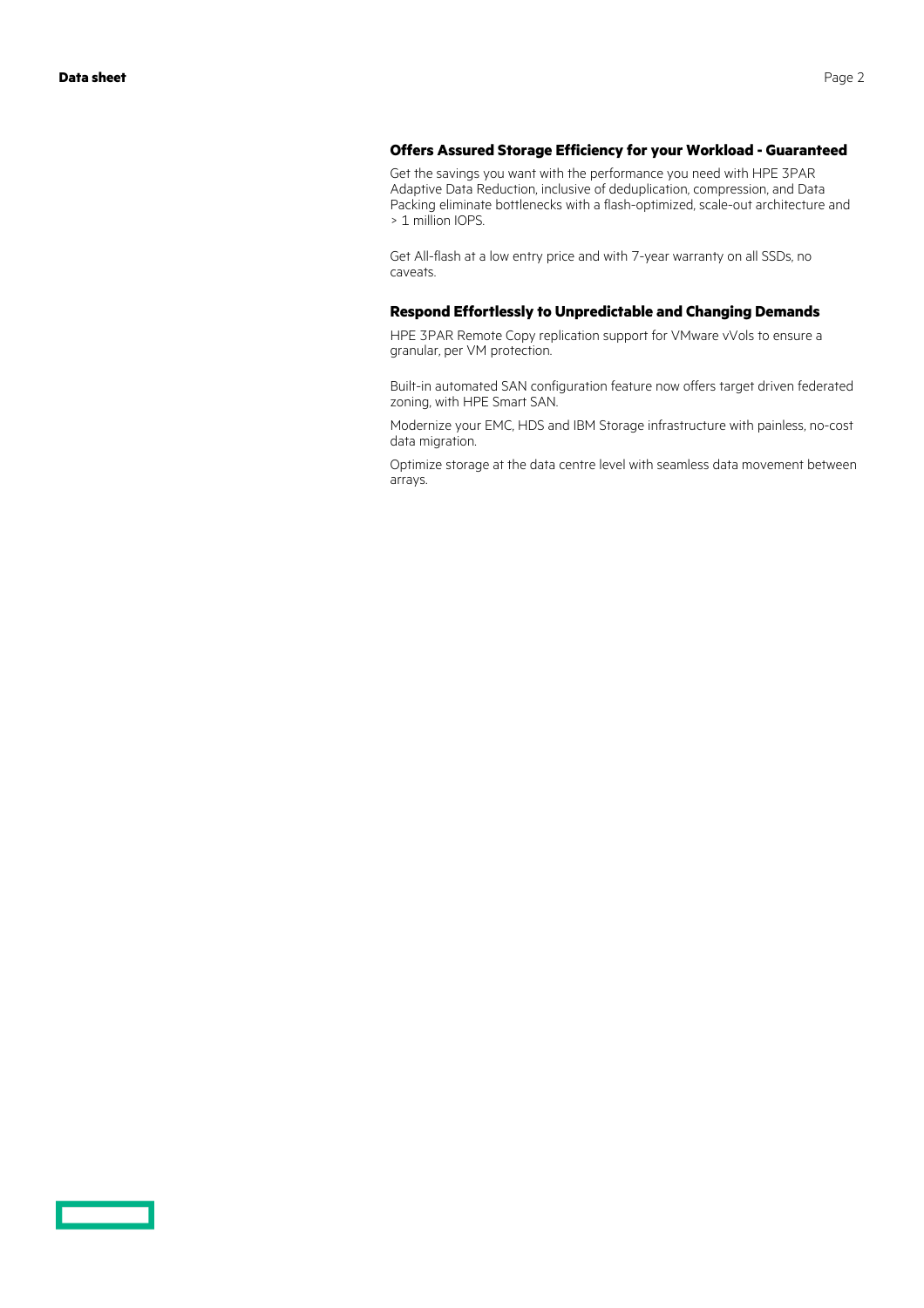### Offers Assured Storage Efficiency for your Workload - Guaranteed

Get the savings you want with the performance you need with HPE 3PAR Adaptive Data Reduction, inclusive of deduplication, compression, and Data Packing eliminate bottlenecks with a flash-optimized, scale-out architecture and > 1 million IOPS.

Get All-flash at a low entry price and with 7-year warranty on all SSDs, no caveats.

### Respond Effortlessly to Unpredictable and Changing Demands

HPE 3PAR Remote Copy replication support for VMware vVols to ensure a granular, per VM protection.

Built-in automated SAN configuration feature now offers target driven federated zoning, with HPE Smart SAN.

Modernize your EMC, HDS and IBM Storage infrastructure with painless, no-cost data migration.

Optimize storage at the data centre level with seamless data movement between arrays.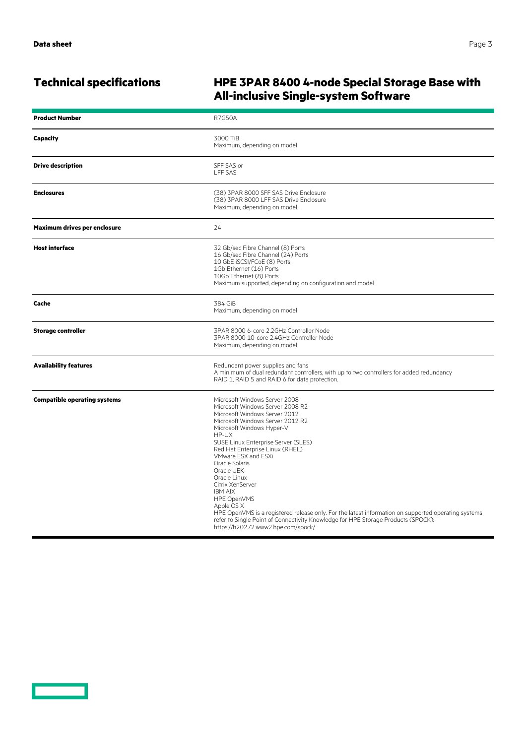## Technical specifications

## HPE 3PAR 8400 4-node Special Storage Base with All-inclusive Single-system Software

| | |
|---|---|
| **Product Number** | R7G50A |
| **Capacity** | 3000 TiB<br>Maximum, depending on model |
| **Drive description** | SFF SAS or<br>LFF SAS |
| **Enclosures** | (38) 3PAR 8000 SFF SAS Drive Enclosure<br>(38) 3PAR 8000 LFF SAS Drive Enclosure<br>Maximum, depending on model. |
| **Maximum drives per enclosure** | 24 |
| **Host interface** | 32 Gb/sec Fibre Channel (8) Ports<br>16 Gb/sec Fibre Channel (24) Ports<br>10 GbE iSCSI/FCoE (8) Ports<br>1Gb Ethernet (16) Ports<br>10Gb Ethernet (8) Ports<br>Maximum supported, depending on configuration and model |
| **Cache** | 384 GiB<br>Maximum, depending on model |
| **Storage controller** | 3PAR 8000 6-core 2.2GHz Controller Node<br>3PAR 8000 10-core 2.4GHz Controller Node<br>Maximum, depending on model |
| **Availability features** | Redundant power supplies and fans<br>A minimum of dual redundant controllers, with up to two controllers for added redundancy<br>RAID 1, RAID 5 and RAID 6 for data protection. |
| **Compatible operating systems** | Microsoft Windows Server 2008<br>Microsoft Windows Server 2008 R2<br>Microsoft Windows Server 2012<br>Microsoft Windows Server 2012 R2<br>Microsoft Windows Hyper-V<br>HP-UX<br>SUSE Linux Enterprise Server (SLES)<br>Red Hat Enterprise Linux (RHEL)<br>VMware ESX and ESXi<br>Oracle Solaris<br>Oracle UEK<br>Oracle Linux<br>Citrix XenServer<br>IBM AIX<br>HPE OpenVMS<br>Apple OS X<br>HPE OpenVMS is a registered release only. For the latest information on supported operating systems refer to Single Point of Connectivity Knowledge for HPE Storage Products (SPOCK): https://h20272.www2.hpe.com/spock/ |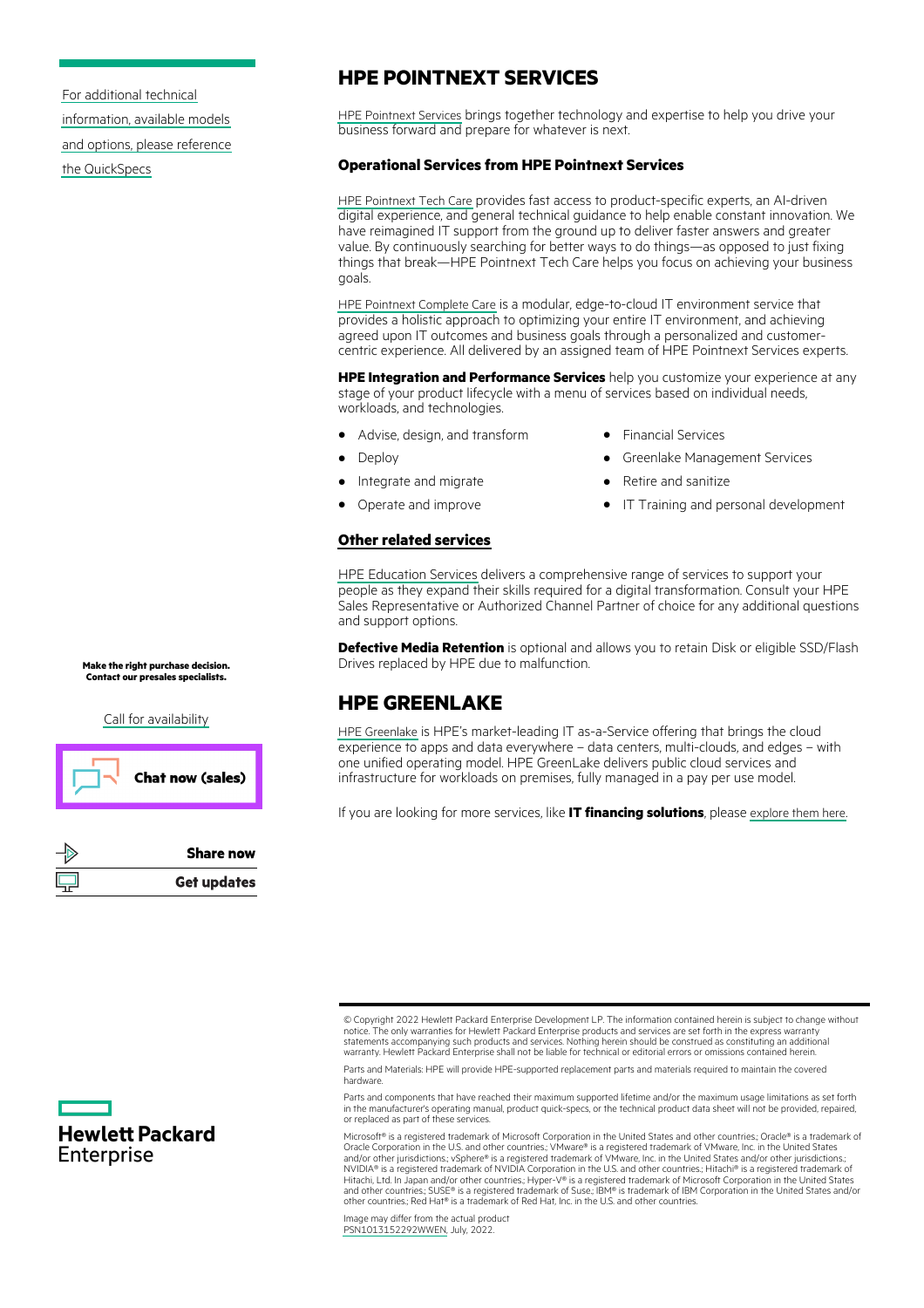For additional technical information, available models and options, please reference the QuickSpecs

## HPE POINTNEXT SERVICES

HPE Pointnext Services brings together technology and expertise to help you drive your business forward and prepare for whatever is next.

### Operational Services from HPE Pointnext Services

HPE Pointnext Tech Care provides fast access to product-specific experts, an AI-driven digital experience, and general technical guidance to help enable constant innovation. We have reimagined IT support from the ground up to deliver faster answers and greater value. By continuously searching for better ways to do things—as opposed to just fixing things that break—HPE Pointnext Tech Care helps you focus on achieving your business goals.

HPE Pointnext Complete Care is a modular, edge-to-cloud IT environment service that provides a holistic approach to optimizing your entire IT environment, and achieving agreed upon IT outcomes and business goals through a personalized and customer-centric experience. All delivered by an assigned team of HPE Pointnext Services experts.

**HPE Integration and Performance Services** help you customize your experience at any stage of your product lifecycle with a menu of services based on individual needs, workloads, and technologies.

- Advise, design, and transform
- Deploy
- Integrate and migrate
- Operate and improve
- Financial Services
- Greenlake Management Services
- Retire and sanitize
- IT Training and personal development

### Other related services

HPE Education Services delivers a comprehensive range of services to support your people as they expand their skills required for a digital transformation. Consult your HPE Sales Representative or Authorized Channel Partner of choice for any additional questions and support options.

**Defective Media Retention** is optional and allows you to retain Disk or eligible SSD/Flash Drives replaced by HPE due to malfunction.

## HPE GREENLAKE

HPE Greenlake is HPE's market-leading IT as-a-Service offering that brings the cloud experience to apps and data everywhere – data centers, multi-clouds, and edges – with one unified operating model. HPE GreenLake delivers public cloud services and infrastructure for workloads on premises, fully managed in a pay per use model.

If you are looking for more services, like **IT financing solutions**, please explore them here.

**Make the right purchase decision. Contact our presales specialists.**

Call for availability

**Chat now (sales)**

**Share now**

**Get updates**

© Copyright 2022 Hewlett Packard Enterprise Development LP. The information contained herein is subject to change without notice. The only warranties for Hewlett Packard Enterprise products and services are set forth in the express warranty statements accompanying such products and services. Nothing herein should be construed as constituting an additional warranty. Hewlett Packard Enterprise shall not be liable for technical or editorial errors or omissions contained herein.

Parts and Materials: HPE will provide HPE-supported replacement parts and materials required to maintain the covered hardware.

Parts and components that have reached their maximum supported lifetime and/or the maximum usage limitations as set forth in the manufacturer's operating manual, product quick-specs, or the technical product data sheet will not be provided, repaired, or replaced as part of these services.

Microsoft® is a registered trademark of Microsoft Corporation in the United States and other countries.; Oracle® is a trademark of Oracle Corporation in the U.S. and other countries.; VMware® is a registered trademark of VMware, Inc. in the United States and/or other jurisdictions.; vSphere® is a registered trademark of VMware, Inc. in the United States and/or other jurisdictions.; NVIDIA® is a registered trademark of NVIDIA Corporation in the U.S. and other countries.; Hitachi® is a registered trademark of Hitachi, Ltd. In Japan and/or other countries.; Hyper-V® is a registered trademark of Microsoft Corporation in the United States and other countries.; SUSE® is a registered trademark of Suse.; IBM® is trademark of IBM Corporation in the United States and/or other countries.; Red Hat® is a trademark of Red Hat, Inc. in the U.S. and other countries.

Image may differ from the actual product
PSN1013152292WWEN, July, 2022.

**Hewlett Packard Enterprise**